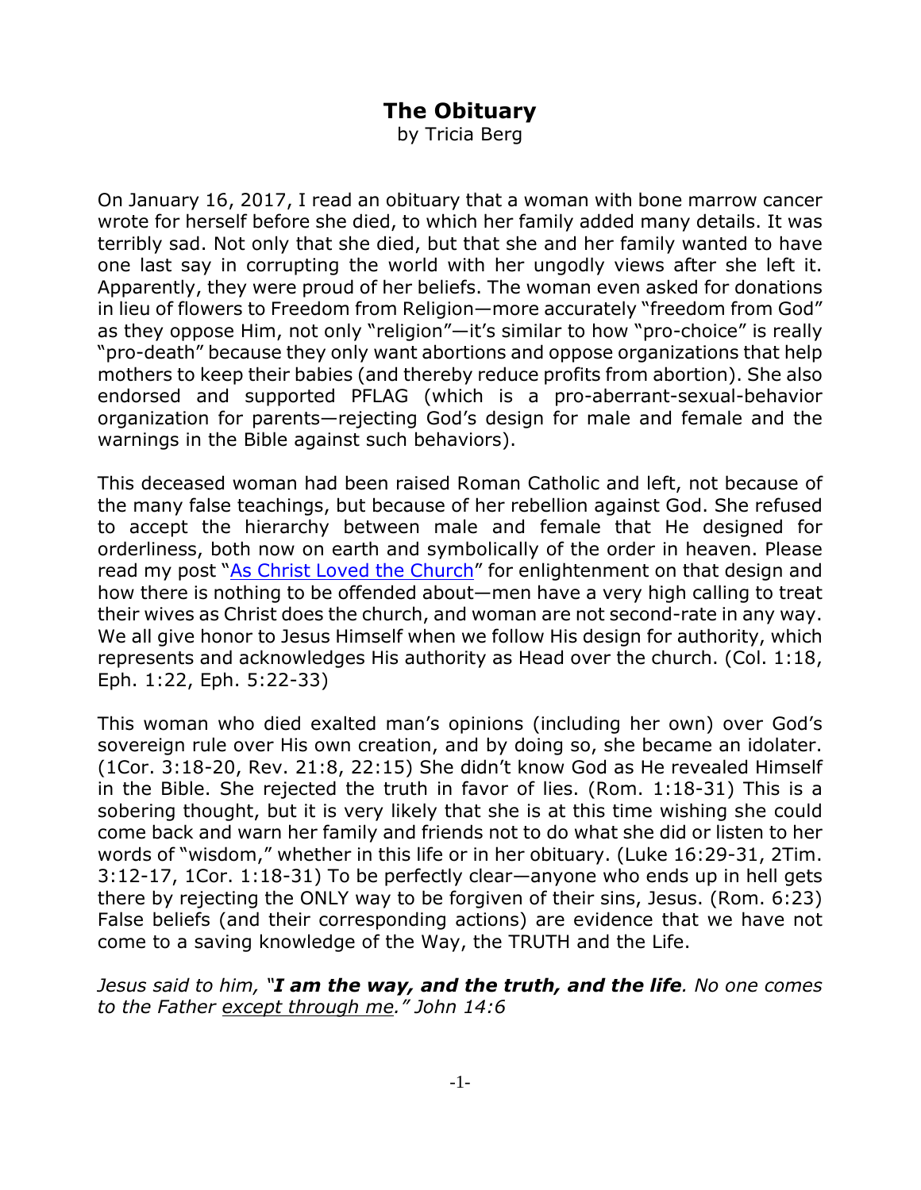# The Obituary

by Tricia Berg

On January 16, 2017, I read an obituary that a woman with bone marrow cancer wrote for herself before she died, to which her family added many details. It was terribly sad. Not only that she died, but that she and her family wanted to have one last say in corrupting the world with her ungodly views after she left it. Apparently, they were proud of her beliefs. The woman even asked for donations in lieu of flowers to Freedom from Religion—more accurately "freedom from God" as they oppose Him, not only "religion"—it's similar to how "pro-choice" is really "pro-death" because they only want abortions and oppose organizations that help mothers to keep their babies (and thereby reduce profits from abortion). She also endorsed and supported PFLAG (which is a pro-aberrant-sexual-behavior organization for parents—rejecting God's design for male and female and the warnings in the Bible against such behaviors).

This deceased woman had been raised Roman Catholic and left, not because of the many false teachings, but because of her rebellion against God. She refused to accept the hierarchy between male and female that He designed for orderliness, both now on earth and symbolically of the order in heaven. Please read my post "As Christ Loved the Church" for enlightenment on that design and how there is nothing to be offended about—men have a very high calling to treat their wives as Christ does the church, and woman are not second-rate in any way. We all give honor to Jesus Himself when we follow His design for authority, which represents and acknowledges His authority as Head over the church. (Col. 1:18, Eph. 1:22, Eph. 5:22-33)

This woman who died exalted man's opinions (including her own) over God's sovereign rule over His own creation, and by doing so, she became an idolater. (1Cor. 3:18-20, Rev. 21:8, 22:15) She didn't know God as He revealed Himself in the Bible. She rejected the truth in favor of lies. (Rom. 1:18-31) This is a sobering thought, but it is very likely that she is at this time wishing she could come back and warn her family and friends not to do what she did or listen to her words of "wisdom," whether in this life or in her obituary. (Luke 16:29-31, 2Tim. 3:12-17, 1Cor. 1:18-31) To be perfectly clear—anyone who ends up in hell gets there by rejecting the ONLY way to be forgiven of their sins, Jesus. (Rom. 6:23) False beliefs (and their corresponding actions) are evidence that we have not come to a saving knowledge of the Way, the TRUTH and the Life.

*Jesus said to him, "**I am the way, and the truth, and the life**. No one comes to the Father except through me." John 14:6*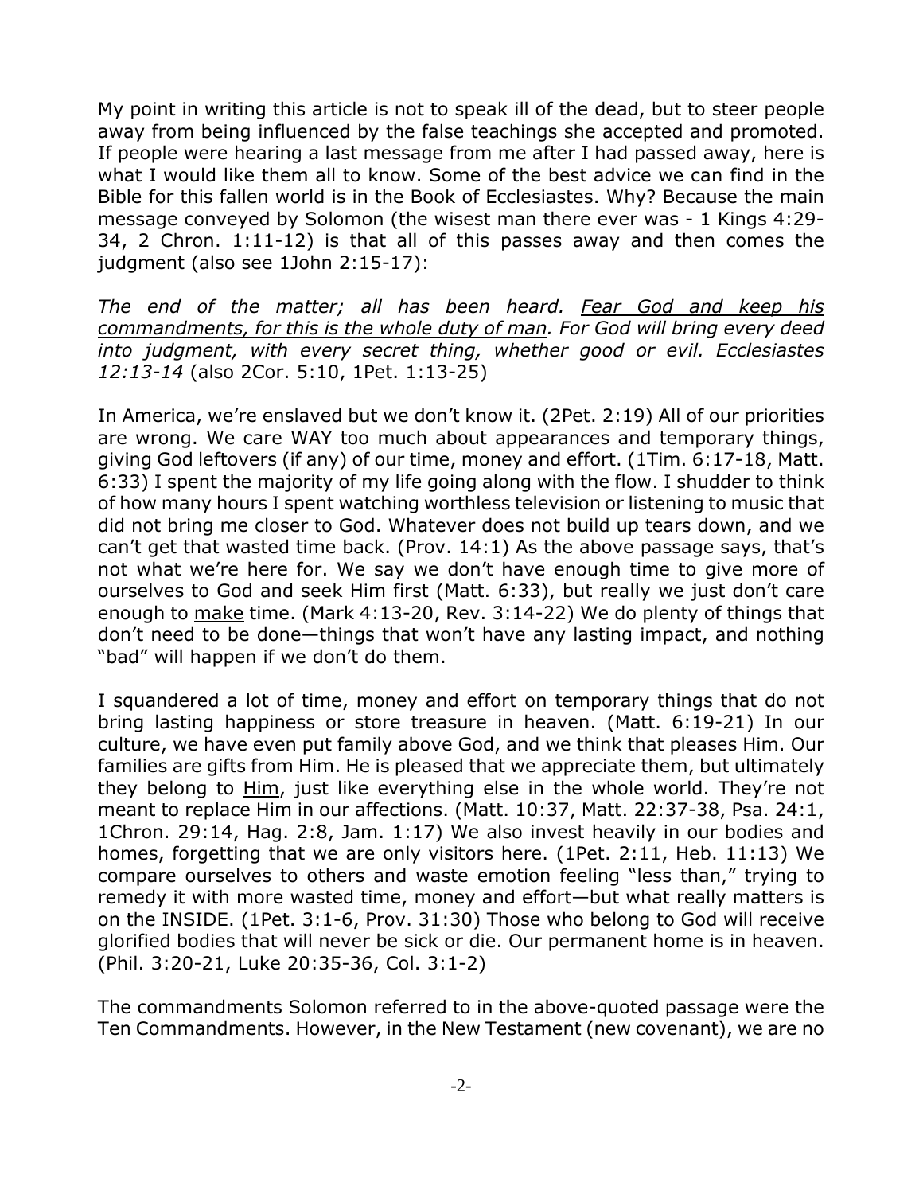My point in writing this article is not to speak ill of the dead, but to steer people away from being influenced by the false teachings she accepted and promoted. If people were hearing a last message from me after I had passed away, here is what I would like them all to know. Some of the best advice we can find in the Bible for this fallen world is in the Book of Ecclesiastes. Why? Because the main message conveyed by Solomon (the wisest man there ever was - 1 Kings 4:29-34, 2 Chron. 1:11-12) is that all of this passes away and then comes the judgment (also see 1John 2:15-17):

*The end of the matter; all has been heard. <u>Fear God and keep his commandments, for this is the whole duty of man</u>. For God will bring every deed into judgment, with every secret thing, whether good or evil. Ecclesiastes 12:13-14* (also 2Cor. 5:10, 1Pet. 1:13-25)

In America, we're enslaved but we don't know it. (2Pet. 2:19) All of our priorities are wrong. We care WAY too much about appearances and temporary things, giving God leftovers (if any) of our time, money and effort. (1Tim. 6:17-18, Matt. 6:33) I spent the majority of my life going along with the flow. I shudder to think of how many hours I spent watching worthless television or listening to music that did not bring me closer to God. Whatever does not build up tears down, and we can't get that wasted time back. (Prov. 14:1) As the above passage says, that's not what we're here for. We say we don't have enough time to give more of ourselves to God and seek Him first (Matt. 6:33), but really we just don't care enough to <u>make</u> time. (Mark 4:13-20, Rev. 3:14-22) We do plenty of things that don't need to be done—things that won't have any lasting impact, and nothing "bad" will happen if we don't do them.

I squandered a lot of time, money and effort on temporary things that do not bring lasting happiness or store treasure in heaven. (Matt. 6:19-21) In our culture, we have even put family above God, and we think that pleases Him. Our families are gifts from Him. He is pleased that we appreciate them, but ultimately they belong to <u>Him</u>, just like everything else in the whole world. They're not meant to replace Him in our affections. (Matt. 10:37, Matt. 22:37-38, Psa. 24:1, 1Chron. 29:14, Hag. 2:8, Jam. 1:17) We also invest heavily in our bodies and homes, forgetting that we are only visitors here. (1Pet. 2:11, Heb. 11:13) We compare ourselves to others and waste emotion feeling "less than," trying to remedy it with more wasted time, money and effort—but what really matters is on the INSIDE. (1Pet. 3:1-6, Prov. 31:30) Those who belong to God will receive glorified bodies that will never be sick or die. Our permanent home is in heaven. (Phil. 3:20-21, Luke 20:35-36, Col. 3:1-2)

The commandments Solomon referred to in the above-quoted passage were the Ten Commandments. However, in the New Testament (new covenant), we are no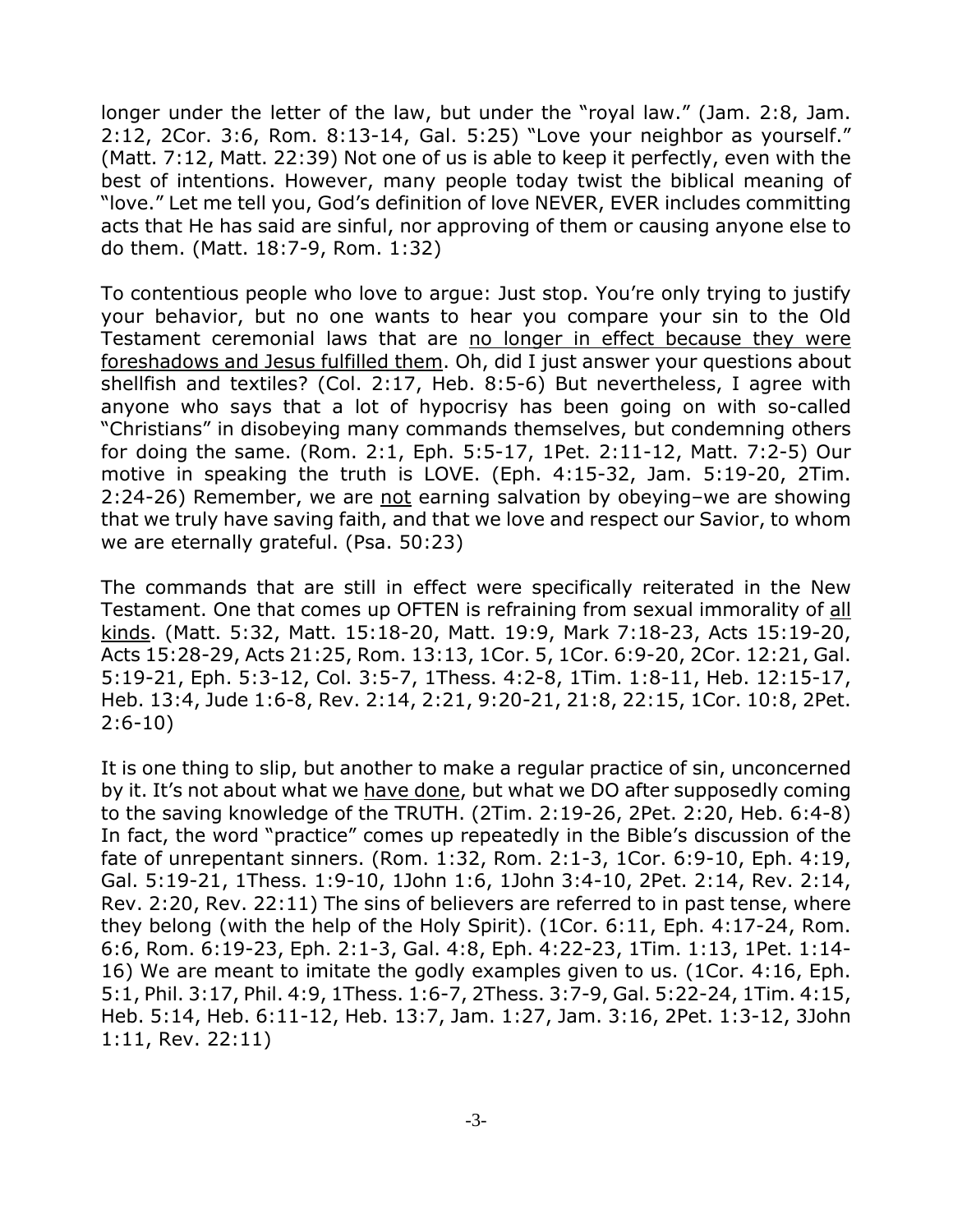longer under the letter of the law, but under the "royal law." (Jam. 2:8, Jam. 2:12, 2Cor. 3:6, Rom. 8:13-14, Gal. 5:25) "Love your neighbor as yourself." (Matt. 7:12, Matt. 22:39) Not one of us is able to keep it perfectly, even with the best of intentions. However, many people today twist the biblical meaning of "love." Let me tell you, God's definition of love NEVER, EVER includes committing acts that He has said are sinful, nor approving of them or causing anyone else to do them. (Matt. 18:7-9, Rom. 1:32)

To contentious people who love to argue: Just stop. You're only trying to justify your behavior, but no one wants to hear you compare your sin to the Old Testament ceremonial laws that are <u>no longer in effect because they were foreshadows and Jesus fulfilled them</u>. Oh, did I just answer your questions about shellfish and textiles? (Col. 2:17, Heb. 8:5-6) But nevertheless, I agree with anyone who says that a lot of hypocrisy has been going on with so-called "Christians" in disobeying many commands themselves, but condemning others for doing the same. (Rom. 2:1, Eph. 5:5-17, 1Pet. 2:11-12, Matt. 7:2-5) Our motive in speaking the truth is LOVE. (Eph. 4:15-32, Jam. 5:19-20, 2Tim. 2:24-26) Remember, we are <u>not</u> earning salvation by obeying–we are showing that we truly have saving faith, and that we love and respect our Savior, to whom we are eternally grateful. (Psa. 50:23)

The commands that are still in effect were specifically reiterated in the New Testament. One that comes up OFTEN is refraining from sexual immorality of <u>all kinds</u>. (Matt. 5:32, Matt. 15:18-20, Matt. 19:9, Mark 7:18-23, Acts 15:19-20, Acts 15:28-29, Acts 21:25, Rom. 13:13, 1Cor. 5, 1Cor. 6:9-20, 2Cor. 12:21, Gal. 5:19-21, Eph. 5:3-12, Col. 3:5-7, 1Thess. 4:2-8, 1Tim. 1:8-11, Heb. 12:15-17, Heb. 13:4, Jude 1:6-8, Rev. 2:14, 2:21, 9:20-21, 21:8, 22:15, 1Cor. 10:8, 2Pet. 2:6-10)

It is one thing to slip, but another to make a regular practice of sin, unconcerned by it. It's not about what we <u>have done</u>, but what we DO after supposedly coming to the saving knowledge of the TRUTH. (2Tim. 2:19-26, 2Pet. 2:20, Heb. 6:4-8) In fact, the word "practice" comes up repeatedly in the Bible's discussion of the fate of unrepentant sinners. (Rom. 1:32, Rom. 2:1-3, 1Cor. 6:9-10, Eph. 4:19, Gal. 5:19-21, 1Thess. 1:9-10, 1John 1:6, 1John 3:4-10, 2Pet. 2:14, Rev. 2:14, Rev. 2:20, Rev. 22:11) The sins of believers are referred to in past tense, where they belong (with the help of the Holy Spirit). (1Cor. 6:11, Eph. 4:17-24, Rom. 6:6, Rom. 6:19-23, Eph. 2:1-3, Gal. 4:8, Eph. 4:22-23, 1Tim. 1:13, 1Pet. 1:14-16) We are meant to imitate the godly examples given to us. (1Cor. 4:16, Eph. 5:1, Phil. 3:17, Phil. 4:9, 1Thess. 1:6-7, 2Thess. 3:7-9, Gal. 5:22-24, 1Tim. 4:15, Heb. 5:14, Heb. 6:11-12, Heb. 13:7, Jam. 1:27, Jam. 3:16, 2Pet. 1:3-12, 3John 1:11, Rev. 22:11)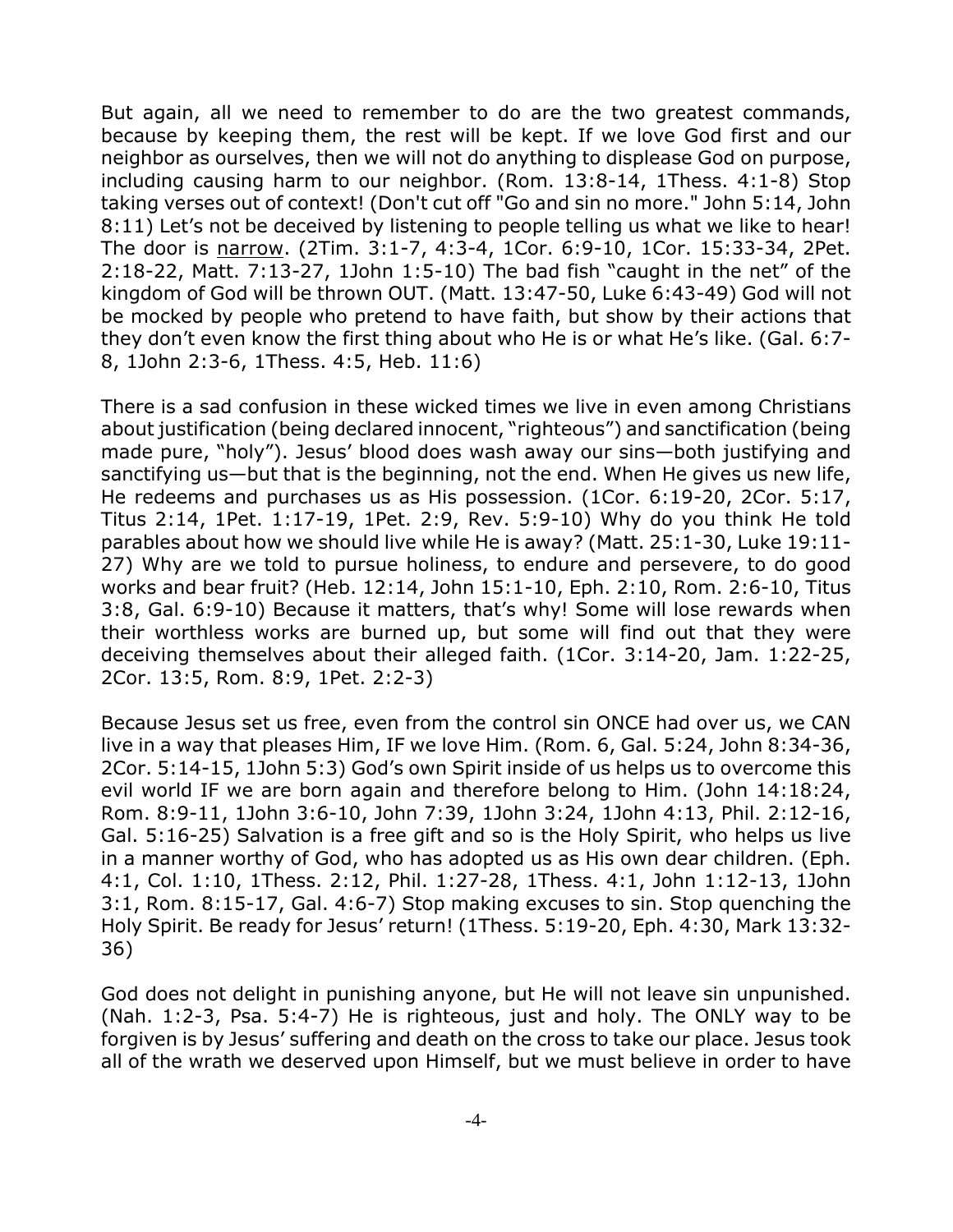But again, all we need to remember to do are the two greatest commands, because by keeping them, the rest will be kept. If we love God first and our neighbor as ourselves, then we will not do anything to displease God on purpose, including causing harm to our neighbor. (Rom. 13:8-14, 1Thess. 4:1-8) Stop taking verses out of context! (Don't cut off "Go and sin no more." John 5:14, John 8:11) Let's not be deceived by listening to people telling us what we like to hear! The door is <u>narrow</u>. (2Tim. 3:1-7, 4:3-4, 1Cor. 6:9-10, 1Cor. 15:33-34, 2Pet. 2:18-22, Matt. 7:13-27, 1John 1:5-10) The bad fish "caught in the net" of the kingdom of God will be thrown OUT. (Matt. 13:47-50, Luke 6:43-49) God will not be mocked by people who pretend to have faith, but show by their actions that they don't even know the first thing about who He is or what He's like. (Gal. 6:7-8, 1John 2:3-6, 1Thess. 4:5, Heb. 11:6)

There is a sad confusion in these wicked times we live in even among Christians about justification (being declared innocent, "righteous") and sanctification (being made pure, "holy"). Jesus' blood does wash away our sins—both justifying and sanctifying us—but that is the beginning, not the end. When He gives us new life, He redeems and purchases us as His possession. (1Cor. 6:19-20, 2Cor. 5:17, Titus 2:14, 1Pet. 1:17-19, 1Pet. 2:9, Rev. 5:9-10) Why do you think He told parables about how we should live while He is away? (Matt. 25:1-30, Luke 19:11-27) Why are we told to pursue holiness, to endure and persevere, to do good works and bear fruit? (Heb. 12:14, John 15:1-10, Eph. 2:10, Rom. 2:6-10, Titus 3:8, Gal. 6:9-10) Because it matters, that's why! Some will lose rewards when their worthless works are burned up, but some will find out that they were deceiving themselves about their alleged faith. (1Cor. 3:14-20, Jam. 1:22-25, 2Cor. 13:5, Rom. 8:9, 1Pet. 2:2-3)

Because Jesus set us free, even from the control sin ONCE had over us, we CAN live in a way that pleases Him, IF we love Him. (Rom. 6, Gal. 5:24, John 8:34-36, 2Cor. 5:14-15, 1John 5:3) God's own Spirit inside of us helps us to overcome this evil world IF we are born again and therefore belong to Him. (John 14:18:24, Rom. 8:9-11, 1John 3:6-10, John 7:39, 1John 3:24, 1John 4:13, Phil. 2:12-16, Gal. 5:16-25) Salvation is a free gift and so is the Holy Spirit, who helps us live in a manner worthy of God, who has adopted us as His own dear children. (Eph. 4:1, Col. 1:10, 1Thess. 2:12, Phil. 1:27-28, 1Thess. 4:1, John 1:12-13, 1John 3:1, Rom. 8:15-17, Gal. 4:6-7) Stop making excuses to sin. Stop quenching the Holy Spirit. Be ready for Jesus' return! (1Thess. 5:19-20, Eph. 4:30, Mark 13:32-36)

God does not delight in punishing anyone, but He will not leave sin unpunished. (Nah. 1:2-3, Psa. 5:4-7) He is righteous, just and holy. The ONLY way to be forgiven is by Jesus' suffering and death on the cross to take our place. Jesus took all of the wrath we deserved upon Himself, but we must believe in order to have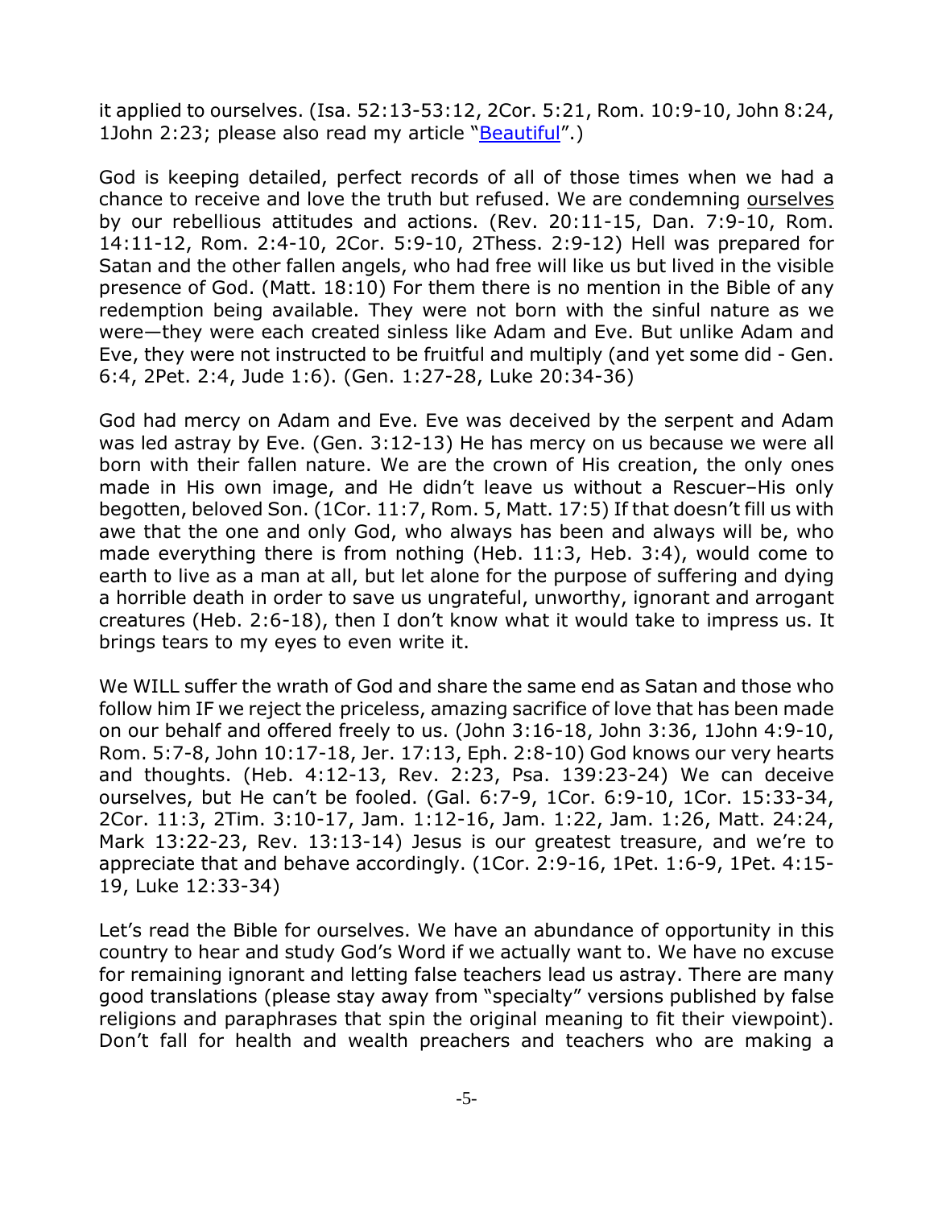it applied to ourselves. (Isa. 52:13-53:12, 2Cor. 5:21, Rom. 10:9-10, John 8:24, 1John 2:23; please also read my article "Beautiful".)

God is keeping detailed, perfect records of all of those times when we had a chance to receive and love the truth but refused. We are condemning ourselves by our rebellious attitudes and actions. (Rev. 20:11-15, Dan. 7:9-10, Rom. 14:11-12, Rom. 2:4-10, 2Cor. 5:9-10, 2Thess. 2:9-12) Hell was prepared for Satan and the other fallen angels, who had free will like us but lived in the visible presence of God. (Matt. 18:10) For them there is no mention in the Bible of any redemption being available. They were not born with the sinful nature as we were—they were each created sinless like Adam and Eve. But unlike Adam and Eve, they were not instructed to be fruitful and multiply (and yet some did - Gen. 6:4, 2Pet. 2:4, Jude 1:6). (Gen. 1:27-28, Luke 20:34-36)

God had mercy on Adam and Eve. Eve was deceived by the serpent and Adam was led astray by Eve. (Gen. 3:12-13) He has mercy on us because we were all born with their fallen nature. We are the crown of His creation, the only ones made in His own image, and He didn't leave us without a Rescuer–His only begotten, beloved Son. (1Cor. 11:7, Rom. 5, Matt. 17:5) If that doesn't fill us with awe that the one and only God, who always has been and always will be, who made everything there is from nothing (Heb. 11:3, Heb. 3:4), would come to earth to live as a man at all, but let alone for the purpose of suffering and dying a horrible death in order to save us ungrateful, unworthy, ignorant and arrogant creatures (Heb. 2:6-18), then I don't know what it would take to impress us. It brings tears to my eyes to even write it.

We WILL suffer the wrath of God and share the same end as Satan and those who follow him IF we reject the priceless, amazing sacrifice of love that has been made on our behalf and offered freely to us. (John 3:16-18, John 3:36, 1John 4:9-10, Rom. 5:7-8, John 10:17-18, Jer. 17:13, Eph. 2:8-10) God knows our very hearts and thoughts. (Heb. 4:12-13, Rev. 2:23, Psa. 139:23-24) We can deceive ourselves, but He can't be fooled. (Gal. 6:7-9, 1Cor. 6:9-10, 1Cor. 15:33-34, 2Cor. 11:3, 2Tim. 3:10-17, Jam. 1:12-16, Jam. 1:22, Jam. 1:26, Matt. 24:24, Mark 13:22-23, Rev. 13:13-14) Jesus is our greatest treasure, and we're to appreciate that and behave accordingly. (1Cor. 2:9-16, 1Pet. 1:6-9, 1Pet. 4:15-19, Luke 12:33-34)

Let's read the Bible for ourselves. We have an abundance of opportunity in this country to hear and study God's Word if we actually want to. We have no excuse for remaining ignorant and letting false teachers lead us astray. There are many good translations (please stay away from "specialty" versions published by false religions and paraphrases that spin the original meaning to fit their viewpoint). Don't fall for health and wealth preachers and teachers who are making a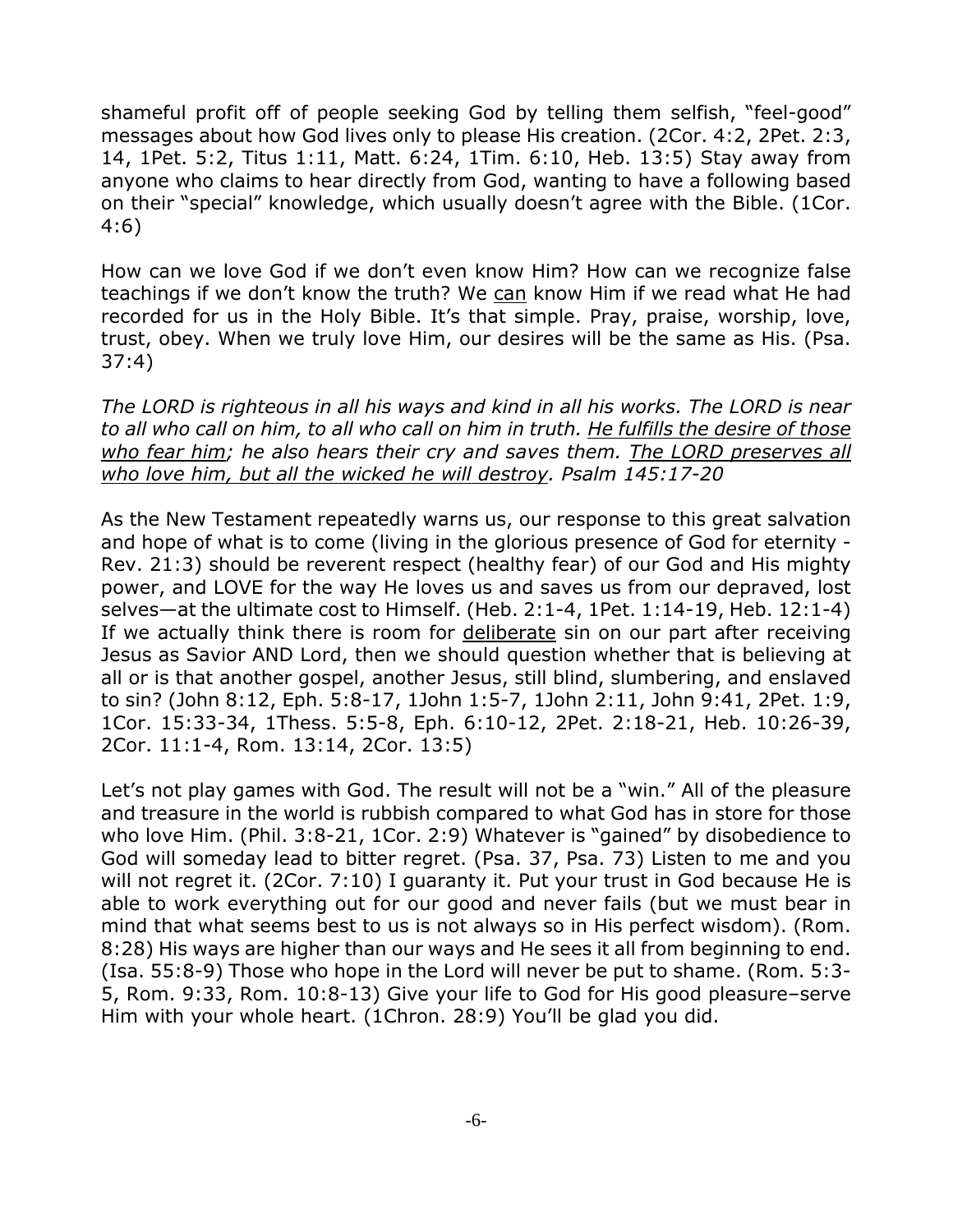shameful profit off of people seeking God by telling them selfish, "feel-good" messages about how God lives only to please His creation. (2Cor. 4:2, 2Pet. 2:3, 14, 1Pet. 5:2, Titus 1:11, Matt. 6:24, 1Tim. 6:10, Heb. 13:5) Stay away from anyone who claims to hear directly from God, wanting to have a following based on their "special" knowledge, which usually doesn't agree with the Bible. (1Cor. 4:6)

How can we love God if we don't even know Him? How can we recognize false teachings if we don't know the truth? We <u>can</u> know Him if we read what He had recorded for us in the Holy Bible. It's that simple. Pray, praise, worship, love, trust, obey. When we truly love Him, our desires will be the same as His. (Psa. 37:4)

*The LORD is righteous in all his ways and kind in all his works. The LORD is near to all who call on him, to all who call on him in truth. <u>He fulfills the desire of those who fear him</u>; he also hears their cry and saves them. <u>The LORD preserves all who love him, but all the wicked he will destroy</u>. Psalm 145:17-20*

As the New Testament repeatedly warns us, our response to this great salvation and hope of what is to come (living in the glorious presence of God for eternity - Rev. 21:3) should be reverent respect (healthy fear) of our God and His mighty power, and LOVE for the way He loves us and saves us from our depraved, lost selves—at the ultimate cost to Himself. (Heb. 2:1-4, 1Pet. 1:14-19, Heb. 12:1-4) If we actually think there is room for <u>deliberate</u> sin on our part after receiving Jesus as Savior AND Lord, then we should question whether that is believing at all or is that another gospel, another Jesus, still blind, slumbering, and enslaved to sin? (John 8:12, Eph. 5:8-17, 1John 1:5-7, 1John 2:11, John 9:41, 2Pet. 1:9, 1Cor. 15:33-34, 1Thess. 5:5-8, Eph. 6:10-12, 2Pet. 2:18-21, Heb. 10:26-39, 2Cor. 11:1-4, Rom. 13:14, 2Cor. 13:5)

Let's not play games with God. The result will not be a "win." All of the pleasure and treasure in the world is rubbish compared to what God has in store for those who love Him. (Phil. 3:8-21, 1Cor. 2:9) Whatever is "gained" by disobedience to God will someday lead to bitter regret. (Psa. 37, Psa. 73) Listen to me and you will not regret it. (2Cor. 7:10) I guaranty it. Put your trust in God because He is able to work everything out for our good and never fails (but we must bear in mind that what seems best to us is not always so in His perfect wisdom). (Rom. 8:28) His ways are higher than our ways and He sees it all from beginning to end. (Isa. 55:8-9) Those who hope in the Lord will never be put to shame. (Rom. 5:3-5, Rom. 9:33, Rom. 10:8-13) Give your life to God for His good pleasure–serve Him with your whole heart. (1Chron. 28:9) You'll be glad you did.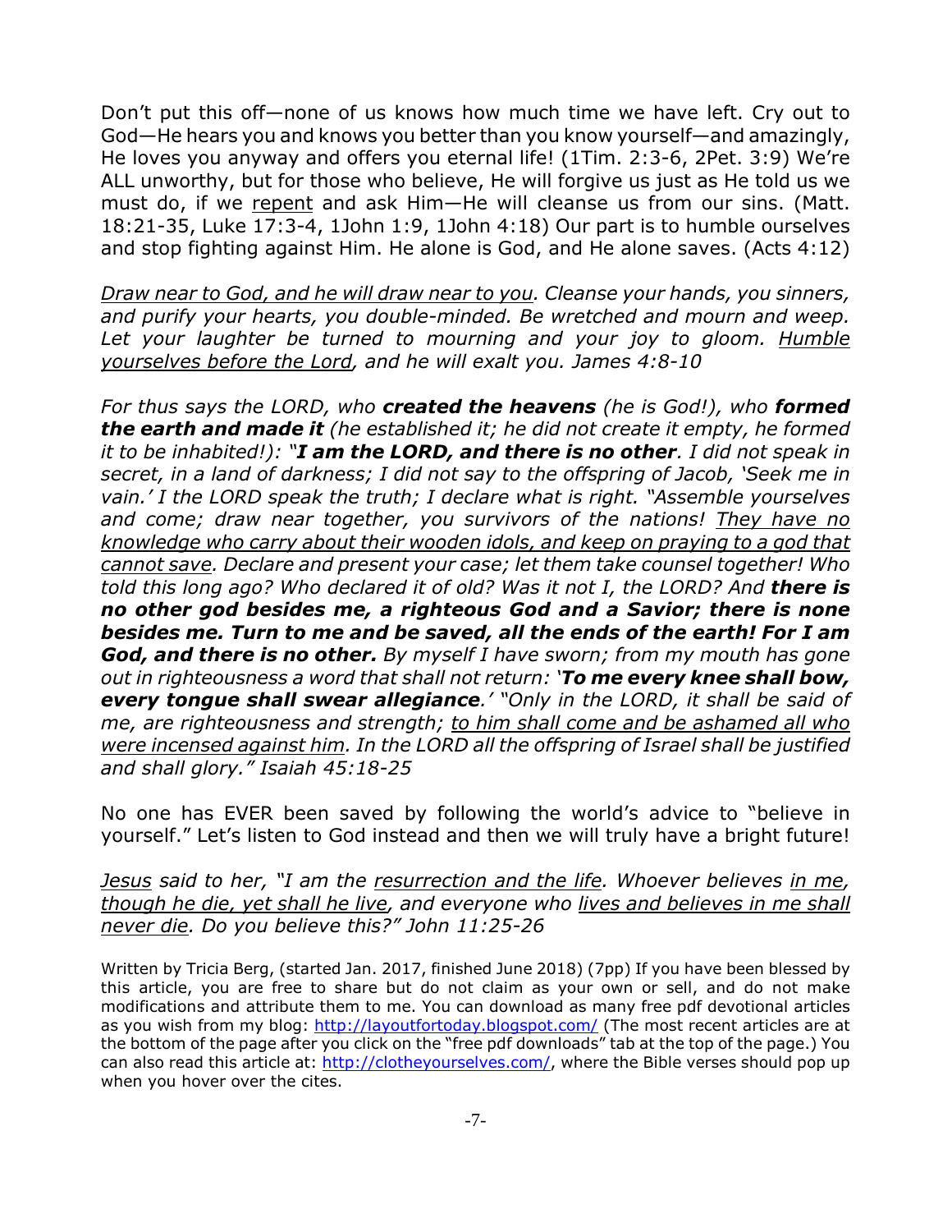Don't put this off—none of us knows how much time we have left. Cry out to God—He hears you and knows you better than you know yourself—and amazingly, He loves you anyway and offers you eternal life! (1Tim. 2:3-6, 2Pet. 3:9) We're ALL unworthy, but for those who believe, He will forgive us just as He told us we must do, if we <u>repent</u> and ask Him—He will cleanse us from our sins. (Matt. 18:21-35, Luke 17:3-4, 1John 1:9, 1John 4:18) Our part is to humble ourselves and stop fighting against Him. He alone is God, and He alone saves. (Acts 4:12)

*<u>Draw near to God, and he will draw near to you</u>. Cleanse your hands, you sinners, and purify your hearts, you double-minded. Be wretched and mourn and weep. Let your laughter be turned to mourning and your joy to gloom. <u>Humble yourselves before the Lord</u>, and he will exalt you. James 4:8-10*

*For thus says the LORD, who **created the heavens** (he is God!), who **formed the earth and made it** (he established it; he did not create it empty, he formed it to be inhabited!): "**I am the LORD, and there is no other**. I did not speak in secret, in a land of darkness; I did not say to the offspring of Jacob, 'Seek me in vain.' I the LORD speak the truth; I declare what is right. "Assemble yourselves and come; draw near together, you survivors of the nations! <u>They have no knowledge who carry about their wooden idols, and keep on praying to a god that cannot save</u>. Declare and present your case; let them take counsel together! Who told this long ago? Who declared it of old? Was it not I, the LORD? And **there is no other god besides me, a righteous God and a Savior; there is none besides me. Turn to me and be saved, all the ends of the earth! For I am God, and there is no other.** By myself I have sworn; from my mouth has gone out in righteousness a word that shall not return: '**To me every knee shall bow, every tongue shall swear allegiance**.' "Only in the LORD, it shall be said of me, are righteousness and strength; <u>to him shall come and be ashamed all who were incensed against him</u>. In the LORD all the offspring of Israel shall be justified and shall glory." Isaiah 45:18-25*

No one has EVER been saved by following the world's advice to "believe in yourself." Let's listen to God instead and then we will truly have a bright future!

*<u>Jesus</u> said to her, "I am the <u>resurrection and the life</u>. Whoever believes <u>in me, though he die, yet shall he live</u>, and everyone who <u>lives and believes in me shall never die</u>. Do you believe this?" John 11:25-26*

Written by Tricia Berg, (started Jan. 2017, finished June 2018) (7pp) If you have been blessed by this article, you are free to share but do not claim as your own or sell, and do not make modifications and attribute them to me. You can download as many free pdf devotional articles as you wish from my blog: http://layoutfortoday.blogspot.com/ (The most recent articles are at the bottom of the page after you click on the "free pdf downloads" tab at the top of the page.) You can also read this article at: http://clotheyourselves.com/, where the Bible verses should pop up when you hover over the cites.